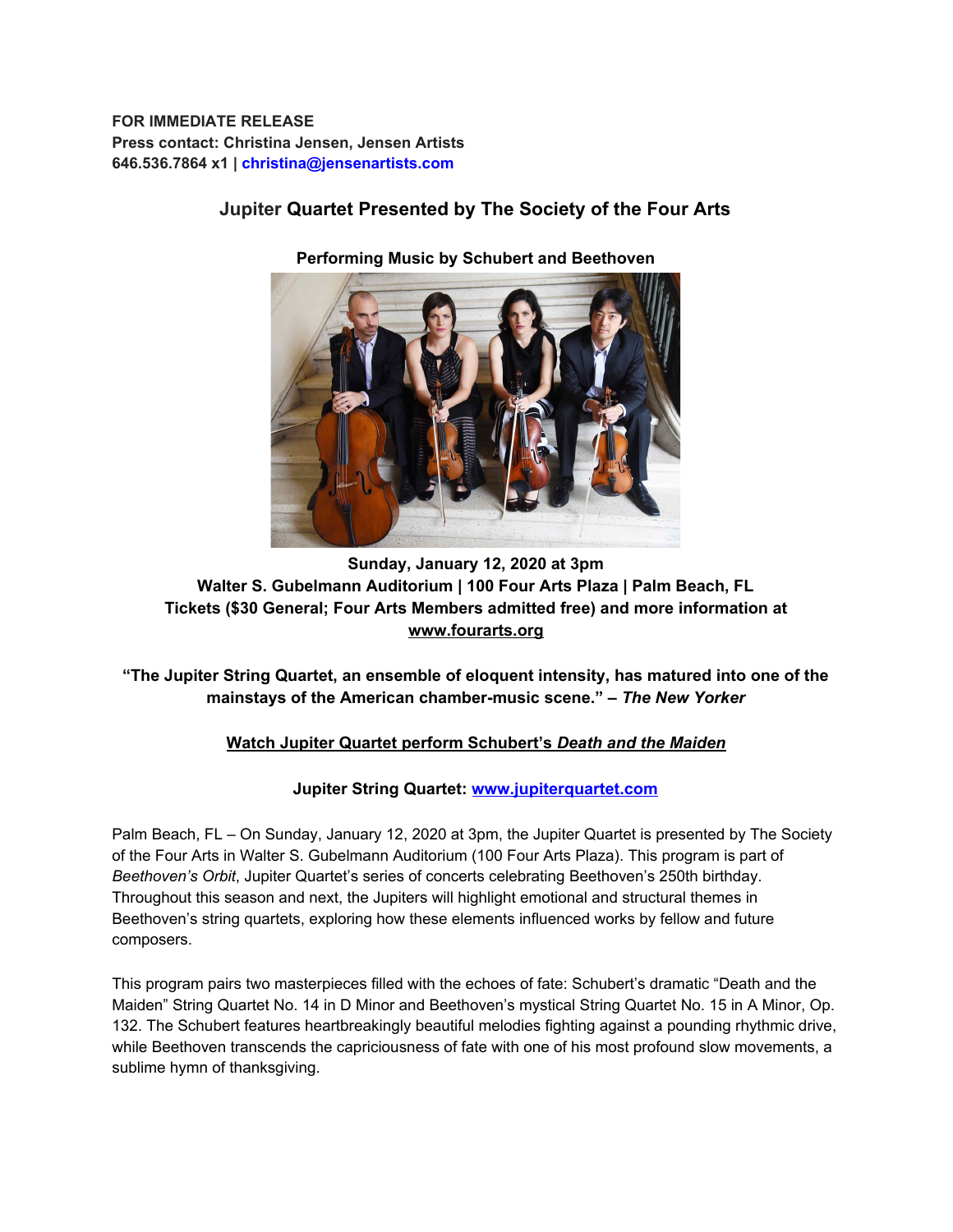**FOR IMMEDIATE RELEASE**
**Press contact: Christina Jensen, Jensen Artists**
**646.536.7864 x1 | christina@jensenartists.com**

## Jupiter Quartet Presented by The Society of the Four Arts

**Performing Music by Schubert and Beethoven**

**Sunday, January 12, 2020 at 3pm**
**Walter S. Gubelmann Auditorium | 100 Four Arts Plaza | Palm Beach, FL**
**Tickets ($30 General; Four Arts Members admitted free) and more information at www.fourarts.org**

**"The Jupiter String Quartet, an ensemble of eloquent intensity, has matured into one of the mainstays of the American chamber-music scene." – *The New Yorker***

**Watch Jupiter Quartet perform Schubert's *Death and the Maiden***

**Jupiter String Quartet: www.jupiterquartet.com**

Palm Beach, FL – On Sunday, January 12, 2020 at 3pm, the Jupiter Quartet is presented by The Society of the Four Arts in Walter S. Gubelmann Auditorium (100 Four Arts Plaza). This program is part of *Beethoven's Orbit*, Jupiter Quartet's series of concerts celebrating Beethoven's 250th birthday. Throughout this season and next, the Jupiters will highlight emotional and structural themes in Beethoven's string quartets, exploring how these elements influenced works by fellow and future composers.

This program pairs two masterpieces filled with the echoes of fate: Schubert's dramatic "Death and the Maiden" String Quartet No. 14 in D Minor and Beethoven's mystical String Quartet No. 15 in A Minor, Op. 132. The Schubert features heartbreakingly beautiful melodies fighting against a pounding rhythmic drive, while Beethoven transcends the capriciousness of fate with one of his most profound slow movements, a sublime hymn of thanksgiving.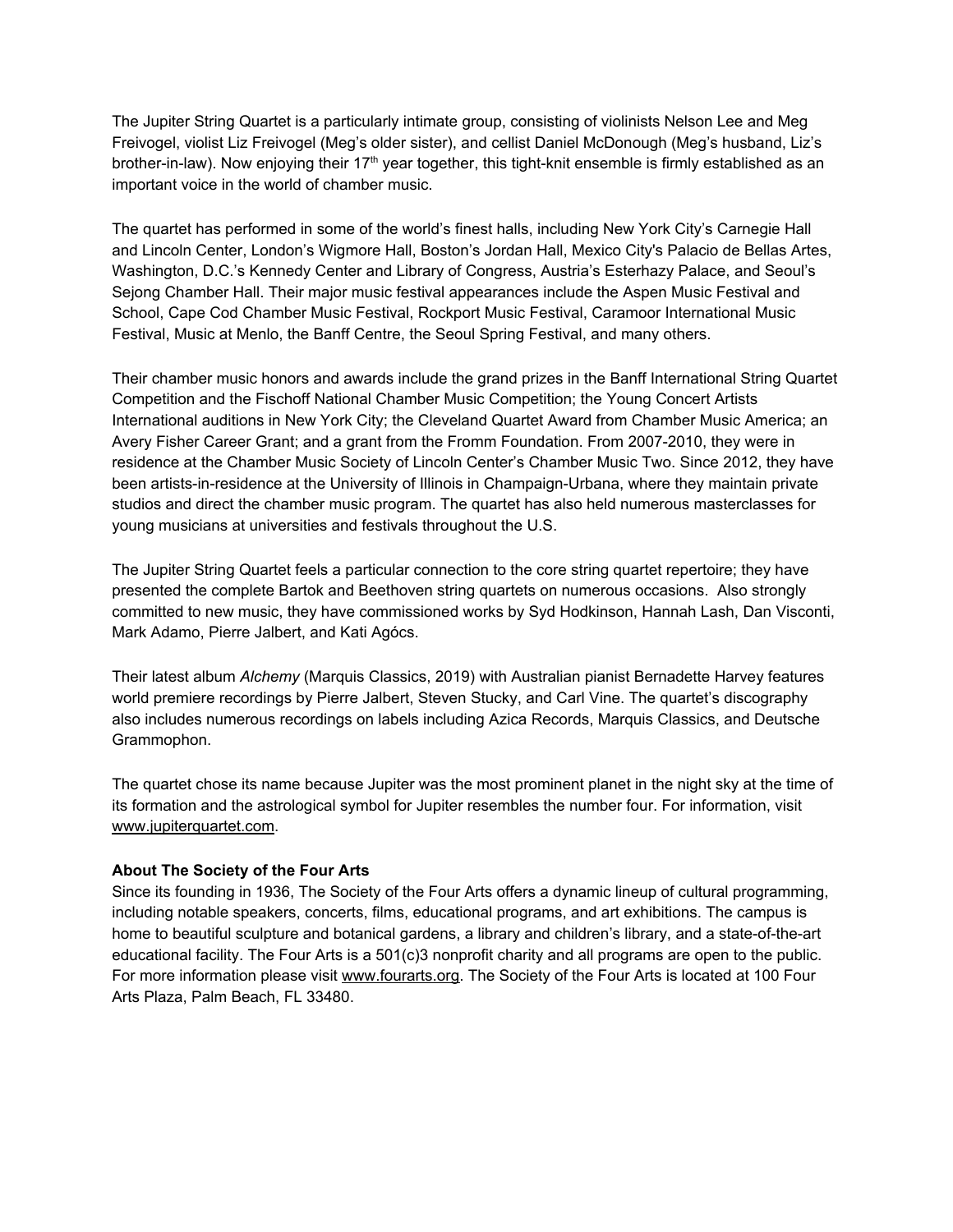The Jupiter String Quartet is a particularly intimate group, consisting of violinists Nelson Lee and Meg Freivogel, violist Liz Freivogel (Meg's older sister), and cellist Daniel McDonough (Meg's husband, Liz's brother-in-law). Now enjoying their 17th year together, this tight-knit ensemble is firmly established as an important voice in the world of chamber music.

The quartet has performed in some of the world's finest halls, including New York City's Carnegie Hall and Lincoln Center, London's Wigmore Hall, Boston's Jordan Hall, Mexico City's Palacio de Bellas Artes, Washington, D.C.'s Kennedy Center and Library of Congress, Austria's Esterhazy Palace, and Seoul's Sejong Chamber Hall. Their major music festival appearances include the Aspen Music Festival and School, Cape Cod Chamber Music Festival, Rockport Music Festival, Caramoor International Music Festival, Music at Menlo, the Banff Centre, the Seoul Spring Festival, and many others.

Their chamber music honors and awards include the grand prizes in the Banff International String Quartet Competition and the Fischoff National Chamber Music Competition; the Young Concert Artists International auditions in New York City; the Cleveland Quartet Award from Chamber Music America; an Avery Fisher Career Grant; and a grant from the Fromm Foundation. From 2007-2010, they were in residence at the Chamber Music Society of Lincoln Center's Chamber Music Two. Since 2012, they have been artists-in-residence at the University of Illinois in Champaign-Urbana, where they maintain private studios and direct the chamber music program. The quartet has also held numerous masterclasses for young musicians at universities and festivals throughout the U.S.

The Jupiter String Quartet feels a particular connection to the core string quartet repertoire; they have presented the complete Bartok and Beethoven string quartets on numerous occasions. Also strongly committed to new music, they have commissioned works by Syd Hodkinson, Hannah Lash, Dan Visconti, Mark Adamo, Pierre Jalbert, and Kati Agócs.

Their latest album *Alchemy* (Marquis Classics, 2019) with Australian pianist Bernadette Harvey features world premiere recordings by Pierre Jalbert, Steven Stucky, and Carl Vine. The quartet's discography also includes numerous recordings on labels including Azica Records, Marquis Classics, and Deutsche Grammophon.

The quartet chose its name because Jupiter was the most prominent planet in the night sky at the time of its formation and the astrological symbol for Jupiter resembles the number four. For information, visit www.jupiterquartet.com.

**About The Society of the Four Arts**

Since its founding in 1936, The Society of the Four Arts offers a dynamic lineup of cultural programming, including notable speakers, concerts, films, educational programs, and art exhibitions. The campus is home to beautiful sculpture and botanical gardens, a library and children's library, and a state-of-the-art educational facility. The Four Arts is a 501(c)3 nonprofit charity and all programs are open to the public. For more information please visit www.fourarts.org. The Society of the Four Arts is located at 100 Four Arts Plaza, Palm Beach, FL 33480.